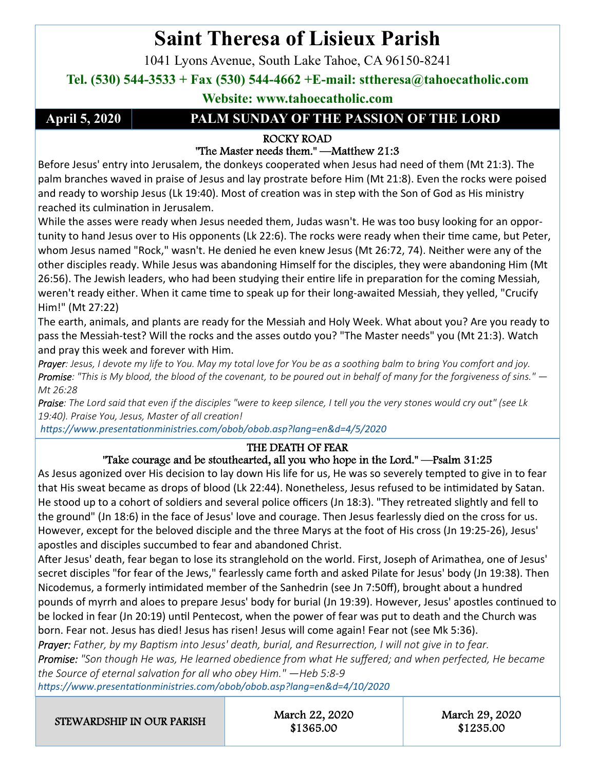# Saint Theresa of Lisieux Parish

1041 Lyons Avenue, South Lake Tahoe, CA 96150-8241

**Tel. (530) 544-3533 + Fax (530) 544-4662 +E-mail: sttheresa@tahoecatholic.com**

**Website: www.tahoecatholic.com**

**April 5, 2020** | **PALM SUNDAY OF THE PASSION OF THE LORD**

## ROCKY ROAD

### "The Master needs them." —Matthew 21:3

Before Jesus' entry into Jerusalem, the donkeys cooperated when Jesus had need of them (Mt 21:3). The palm branches waved in praise of Jesus and lay prostrate before Him (Mt 21:8). Even the rocks were poised and ready to worship Jesus (Lk 19:40). Most of creation was in step with the Son of God as His ministry reached its culmination in Jerusalem.

While the asses were ready when Jesus needed them, Judas wasn't. He was too busy looking for an opportunity to hand Jesus over to His opponents (Lk 22:6). The rocks were ready when their time came, but Peter, whom Jesus named "Rock," wasn't. He denied he even knew Jesus (Mt 26:72, 74). Neither were any of the other disciples ready. While Jesus was abandoning Himself for the disciples, they were abandoning Him (Mt 26:56). The Jewish leaders, who had been studying their entire life in preparation for the coming Messiah, weren't ready either. When it came time to speak up for their long-awaited Messiah, they yelled, "Crucify Him!" (Mt 27:22)

The earth, animals, and plants are ready for the Messiah and Holy Week. What about you? Are you ready to pass the Messiah-test? Will the rocks and the asses outdo you? "The Master needs" you (Mt 21:3). Watch and pray this week and forever with Him.

*Prayer: Jesus, I devote my life to You. May my total love for You be as a soothing balm to bring You comfort and joy.*

*Promise: "This is My blood, the blood of the covenant, to be poured out in behalf of many for the forgiveness of sins." —Mt 26:28*

*Praise: The Lord said that even if the disciples "were to keep silence, I tell you the very stones would cry out" (see Lk 19:40). Praise You, Jesus, Master of all creation!*

*https://www.presentationministries.com/obob/obob.asp?lang=en&d=4/5/2020*

## THE DEATH OF FEAR

### "Take courage and be stouthearted, all you who hope in the Lord." —Psalm 31:25

As Jesus agonized over His decision to lay down His life for us, He was so severely tempted to give in to fear that His sweat became as drops of blood (Lk 22:44). Nonetheless, Jesus refused to be intimidated by Satan. He stood up to a cohort of soldiers and several police officers (Jn 18:3). "They retreated slightly and fell to the ground" (Jn 18:6) in the face of Jesus' love and courage. Then Jesus fearlessly died on the cross for us. However, except for the beloved disciple and the three Marys at the foot of His cross (Jn 19:25-26), Jesus' apostles and disciples succumbed to fear and abandoned Christ.

After Jesus' death, fear began to lose its stranglehold on the world. First, Joseph of Arimathea, one of Jesus' secret disciples "for fear of the Jews," fearlessly came forth and asked Pilate for Jesus' body (Jn 19:38). Then Nicodemus, a formerly intimidated member of the Sanhedrin (see Jn 7:50ff), brought about a hundred pounds of myrrh and aloes to prepare Jesus' body for burial (Jn 19:39). However, Jesus' apostles continued to be locked in fear (Jn 20:19) until Pentecost, when the power of fear was put to death and the Church was born. Fear not. Jesus has died! Jesus has risen! Jesus will come again! Fear not (see Mk 5:36).

***Prayer:*** *Father, by my Baptism into Jesus' death, burial, and Resurrection, I will not give in to fear.*

***Promise:*** *"Son though He was, He learned obedience from what He suffered; and when perfected, He became the Source of eternal salvation for all who obey Him." —Heb 5:8-9*

*https://www.presentationministries.com/obob/obob.asp?lang=en&d=4/10/2020*

| STEWARDSHIP IN OUR PARISH | March 22, 2020 | March 29, 2020 |
|---|---|---|
| | $1365.00 | $1235.00 |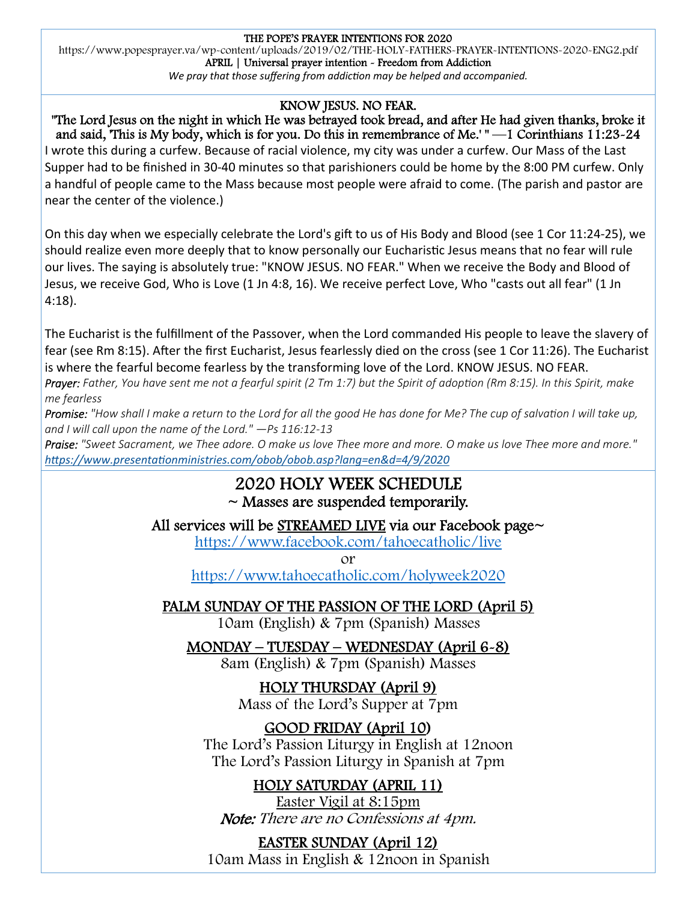**THE POPE'S PRAYER INTENTIONS FOR 2020**

https://www.popesprayer.va/wp-content/uploads/2019/02/THE-HOLY-FATHERS-PRAYER-INTENTIONS-2020-ENG2.pdf

**APRIL | Universal prayer intention - Freedom from Addiction**

*We pray that those suffering from addiction may be helped and accompanied.*

## KNOW JESUS. NO FEAR.

"The Lord Jesus on the night in which He was betrayed took bread, and after He had given thanks, broke it and said, 'This is My body, which is for you. Do this in remembrance of Me.' " —1 Corinthians 11:23-24

I wrote this during a curfew. Because of racial violence, my city was under a curfew. Our Mass of the Last Supper had to be finished in 30-40 minutes so that parishioners could be home by the 8:00 PM curfew. Only a handful of people came to the Mass because most people were afraid to come. (The parish and pastor are near the center of the violence.)

On this day when we especially celebrate the Lord's gift to us of His Body and Blood (see 1 Cor 11:24-25), we should realize even more deeply that to know personally our Eucharistic Jesus means that no fear will rule our lives. The saying is absolutely true: "KNOW JESUS. NO FEAR." When we receive the Body and Blood of Jesus, we receive God, Who is Love (1 Jn 4:8, 16). We receive perfect Love, Who "casts out all fear" (1 Jn 4:18).

The Eucharist is the fulfillment of the Passover, when the Lord commanded His people to leave the slavery of fear (see Rm 8:15). After the first Eucharist, Jesus fearlessly died on the cross (see 1 Cor 11:26). The Eucharist is where the fearful become fearless by the transforming love of the Lord. KNOW JESUS. NO FEAR.

***Prayer:*** *Father, You have sent me not a fearful spirit (2 Tm 1:7) but the Spirit of adoption (Rm 8:15). In this Spirit, make me fearless*

***Promise:*** *"How shall I make a return to the Lord for all the good He has done for Me? The cup of salvation I will take up, and I will call upon the name of the Lord." —Ps 116:12-13*

***Praise:*** *"Sweet Sacrament, we Thee adore. O make us love Thee more and more. O make us love Thee more and more."*

*https://www.presentationministries.com/obob/obob.asp?lang=en&d=4/9/2020*

## 2020 HOLY WEEK SCHEDULE

~ Masses are suspended temporarily.

All services will be STREAMED LIVE via our Facebook page~

https://www.facebook.com/tahoecatholic/live

or

https://www.tahoecatholic.com/holyweek2020

**PALM SUNDAY OF THE PASSION OF THE LORD (April 5)**

10am (English) & 7pm (Spanish) Masses

**MONDAY – TUESDAY – WEDNESDAY (April 6-8)**

8am (English) & 7pm (Spanish) Masses

**HOLY THURSDAY (April 9)**

Mass of the Lord's Supper at 7pm

**GOOD FRIDAY (April 10)**

The Lord's Passion Liturgy in English at 12noon

The Lord's Passion Liturgy in Spanish at 7pm

**HOLY SATURDAY (APRIL 11)**

Easter Vigil at 8:15pm

***Note:*** *There are no Confessions at 4pm.*

**EASTER SUNDAY (April 12)**

10am Mass in English & 12noon in Spanish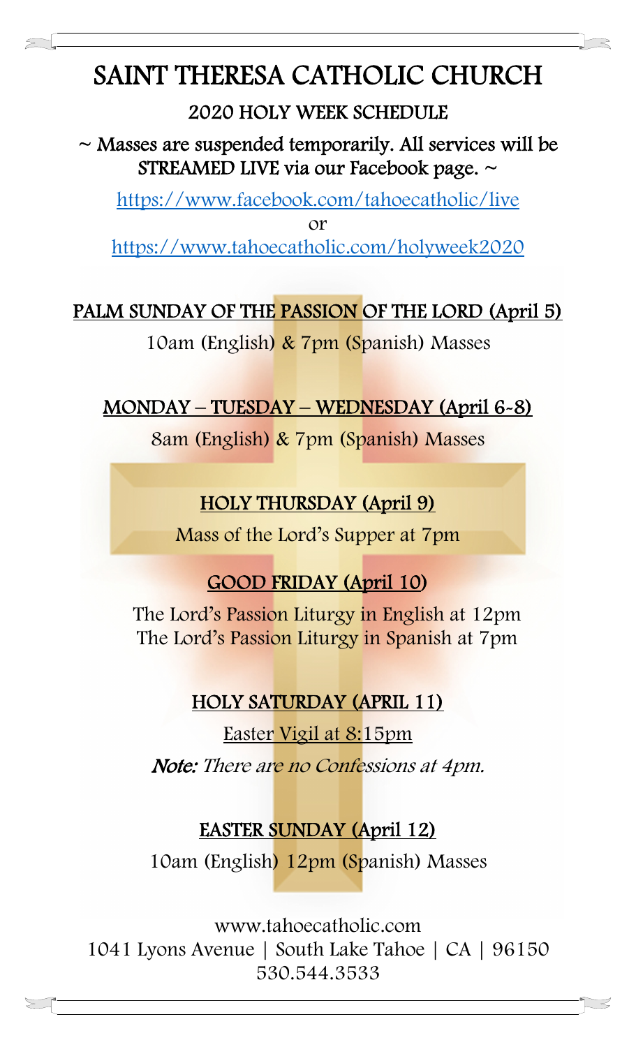# SAINT THERESA CATHOLIC CHURCH

## 2020 HOLY WEEK SCHEDULE

~ Masses are suspended temporarily. All services will be STREAMED LIVE via our Facebook page. ~

https://www.facebook.com/tahoecatholic/live

or

https://www.tahoecatholic.com/holyweek2020

### PALM SUNDAY OF THE PASSION OF THE LORD (April 5)

10am (English) & 7pm (Spanish) Masses

### MONDAY – TUESDAY – WEDNESDAY (April 6-8)

8am (English) & 7pm (Spanish) Masses

### HOLY THURSDAY (April 9)

Mass of the Lord's Supper at 7pm

### GOOD FRIDAY (April 10)

The Lord's Passion Liturgy in English at 12pm
The Lord's Passion Liturgy in Spanish at 7pm

### HOLY SATURDAY (APRIL 11)

Easter Vigil at 8:15pm

***Note:*** *There are no Confessions at 4pm.*

### EASTER SUNDAY (April 12)

10am (English) 12pm (Spanish) Masses

www.tahoecatholic.com
1041 Lyons Avenue | South Lake Tahoe | CA | 96150
530.544.3533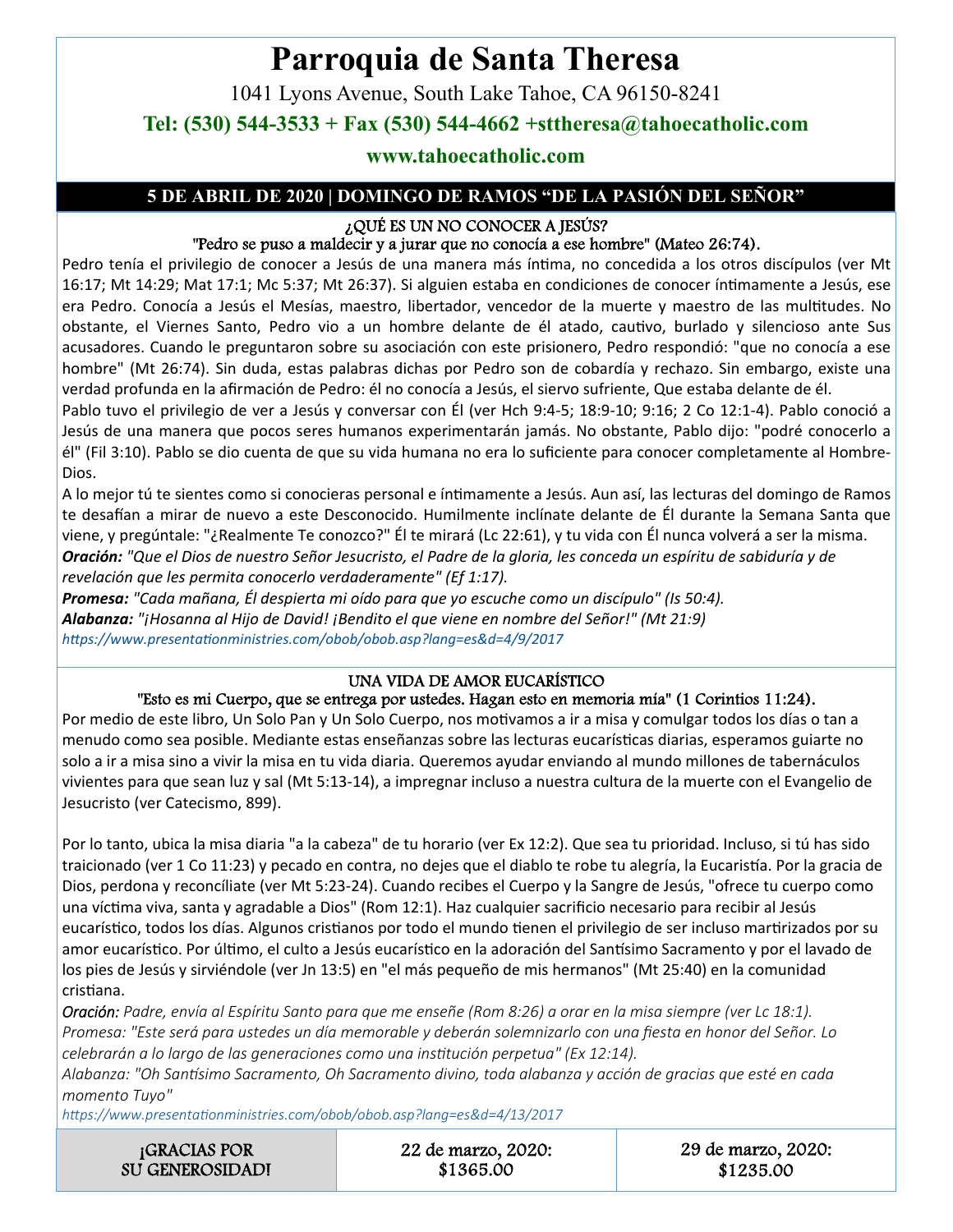# Parroquia de Santa Theresa

1041 Lyons Avenue, South Lake Tahoe, CA 96150-8241

**Tel: (530) 544-3533 + Fax (530) 544-4662 +sttheresa@tahoecatholic.com**

**www.tahoecatholic.com**

## 5 DE ABRIL DE 2020 | DOMINGO DE RAMOS "DE LA PASIÓN DEL SEÑOR"

### ¿QUÉ ES UN NO CONOCER A JESÚS?

"Pedro se puso a maldecir y a jurar que no conocía a ese hombre" (Mateo 26:74).

Pedro tenía el privilegio de conocer a Jesús de una manera más íntima, no concedida a los otros discípulos (ver Mt 16:17; Mt 14:29; Mat 17:1; Mc 5:37; Mt 26:37). Si alguien estaba en condiciones de conocer íntimamente a Jesús, ese era Pedro. Conocía a Jesús el Mesías, maestro, libertador, vencedor de la muerte y maestro de las multitudes. No obstante, el Viernes Santo, Pedro vio a un hombre delante de él atado, cautivo, burlado y silencioso ante Sus acusadores. Cuando le preguntaron sobre su asociación con este prisionero, Pedro respondió: "que no conocía a ese hombre" (Mt 26:74). Sin duda, estas palabras dichas por Pedro son de cobardía y rechazo. Sin embargo, existe una verdad profunda en la afirmación de Pedro: él no conocía a Jesús, el siervo sufriente, Que estaba delante de él.

Pablo tuvo el privilegio de ver a Jesús y conversar con Él (ver Hch 9:4-5; 18:9-10; 9:16; 2 Co 12:1-4). Pablo conoció a Jesús de una manera que pocos seres humanos experimentarán jamás. No obstante, Pablo dijo: "podré conocerlo a él" (Fil 3:10). Pablo se dio cuenta de que su vida humana no era lo suficiente para conocer completamente al Hombre-Dios.

A lo mejor tú te sientes como si conocieras personal e íntimamente a Jesús. Aun así, las lecturas del domingo de Ramos te desafían a mirar de nuevo a este Desconocido. Humilmente inclínate delante de Él durante la Semana Santa que viene, y pregúntale: "¿Realmente Te conozco?" Él te mirará (Lc 22:61), y tu vida con Él nunca volverá a ser la misma.

***Oración:*** *"Que el Dios de nuestro Señor Jesucristo, el Padre de la gloria, les conceda un espíritu de sabiduría y de revelación que les permita conocerlo verdaderamente" (Ef 1:17).*

***Promesa:*** *"Cada mañana, Él despierta mi oído para que yo escuche como un discípulo" (Is 50:4).*

***Alabanza:*** *"¡Hosanna al Hijo de David! ¡Bendito el que viene en nombre del Señor!" (Mt 21:9)*

*https://www.presentationministries.com/obob/obob.asp?lang=es&d=4/9/2017*

### UNA VIDA DE AMOR EUCARÍSTICO

"Esto es mi Cuerpo, que se entrega por ustedes. Hagan esto en memoria mía" (1 Corintios 11:24).

Por medio de este libro, Un Solo Pan y Un Solo Cuerpo, nos motivamos a ir a misa y comulgar todos los días o tan a menudo como sea posible. Mediante estas enseñanzas sobre las lecturas eucarísticas diarias, esperamos guiarte no solo a ir a misa sino a vivir la misa en tu vida diaria. Queremos ayudar enviando al mundo millones de tabernáculos vivientes para que sean luz y sal (Mt 5:13-14), a impregnar incluso a nuestra cultura de la muerte con el Evangelio de Jesucristo (ver Catecismo, 899).

Por lo tanto, ubica la misa diaria "a la cabeza" de tu horario (ver Ex 12:2). Que sea tu prioridad. Incluso, si tú has sido traicionado (ver 1 Co 11:23) y pecado en contra, no dejes que el diablo te robe tu alegría, la Eucaristía. Por la gracia de Dios, perdona y reconcíliate (ver Mt 5:23-24). Cuando recibes el Cuerpo y la Sangre de Jesús, "ofrece tu cuerpo como una víctima viva, santa y agradable a Dios" (Rom 12:1). Haz cualquier sacrificio necesario para recibir al Jesús eucarístico, todos los días. Algunos cristianos por todo el mundo tienen el privilegio de ser incluso martirizados por su amor eucarístico. Por último, el culto a Jesús eucarístico en la adoración del Santísimo Sacramento y por el lavado de los pies de Jesús y sirviéndole (ver Jn 13:5) en "el más pequeño de mis hermanos" (Mt 25:40) en la comunidad cristiana.

*Oración: Padre, envía al Espíritu Santo para que me enseñe (Rom 8:26) a orar en la misa siempre (ver Lc 18:1).*

*Promesa: "Este será para ustedes un día memorable y deberán solemnizarlo con una fiesta en honor del Señor. Lo celebrarán a lo largo de las generaciones como una institución perpetua" (Ex 12:14).*

*Alabanza: "Oh Santísimo Sacramento, Oh Sacramento divino, toda alabanza y acción de gracias que esté en cada momento Tuyo"*

*https://www.presentationministries.com/obob/obob.asp?lang=es&d=4/13/2017*

| ¡GRACIAS POR SU GENEROSIDAD! | 22 de marzo, 2020: $1365.00 | 29 de marzo, 2020: $1235.00 |
|---|---|---|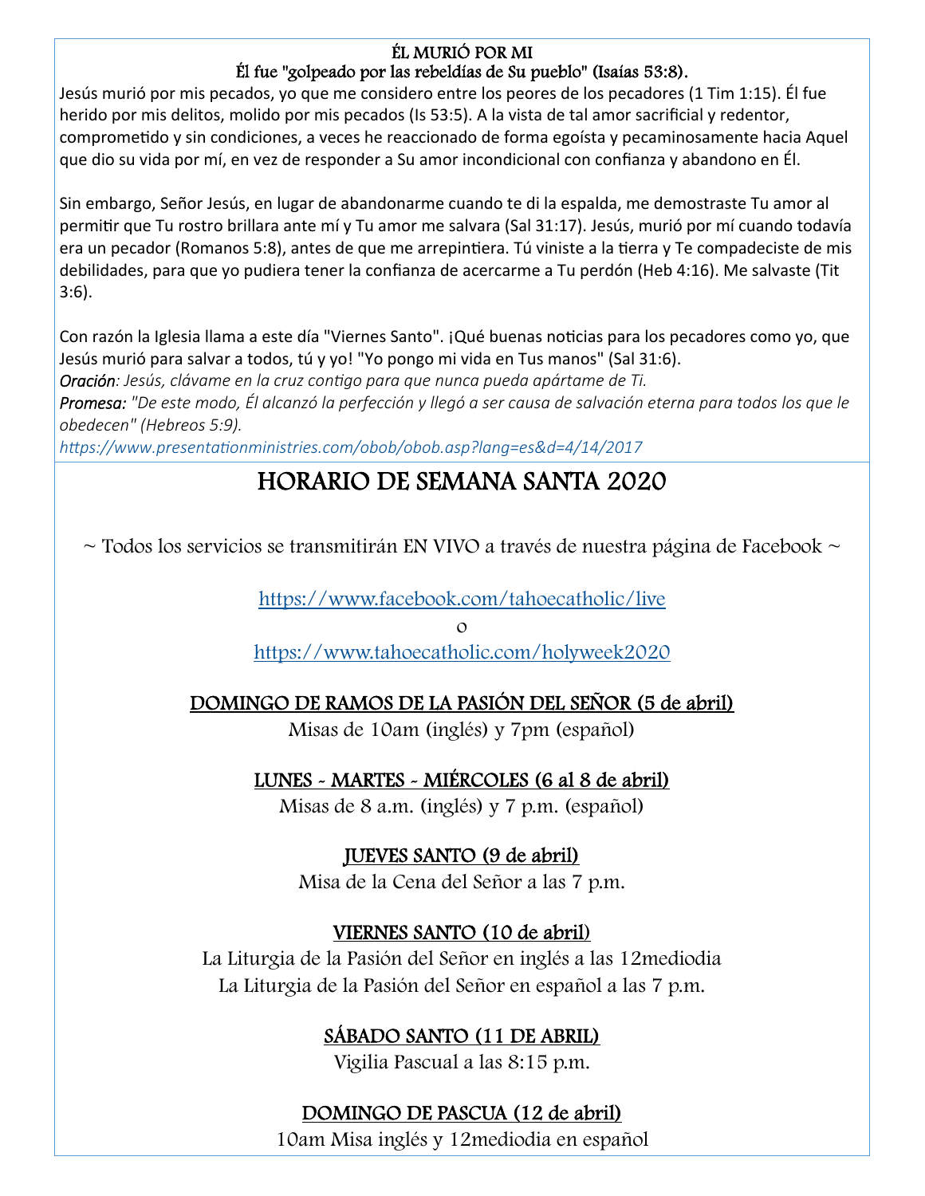**ÉL MURIÓ POR MI**

**Él fue "golpeado por las rebeldías de Su pueblo" (Isaías 53:8).**

Jesús murió por mis pecados, yo que me considero entre los peores de los pecadores (1 Tim 1:15). Él fue herido por mis delitos, molido por mis pecados (Is 53:5). A la vista de tal amor sacrificial y redentor, comprometido y sin condiciones, a veces he reaccionado de forma egoísta y pecaminosamente hacia Aquel que dio su vida por mí, en vez de responder a Su amor incondicional con confianza y abandono en Él.

Sin embargo, Señor Jesús, en lugar de abandonarme cuando te di la espalda, me demostraste Tu amor al permitir que Tu rostro brillara ante mí y Tu amor me salvara (Sal 31:17). Jesús, murió por mí cuando todavía era un pecador (Romanos 5:8), antes de que me arrepintiera. Tú viniste a la tierra y Te compadeciste de mis debilidades, para que yo pudiera tener la confianza de acercarme a Tu perdón (Heb 4:16). Me salvaste (Tit 3:6).

Con razón la Iglesia llama a este día "Viernes Santo". ¡Qué buenas noticias para los pecadores como yo, que Jesús murió para salvar a todos, tú y yo! "Yo pongo mi vida en Tus manos" (Sal 31:6).

*Oración: Jesús, clávame en la cruz contigo para que nunca pueda apártame de Ti.*

*Promesa: "De este modo, Él alcanzó la perfección y llegó a ser causa de salvación eterna para todos los que le obedecen" (Hebreos 5:9).*

*https://www.presentationministries.com/obob/obob.asp?lang=es&d=4/14/2017*

# HORARIO DE SEMANA SANTA 2020

~ Todos los servicios se transmitirán EN VIVO a través de nuestra página de Facebook ~

https://www.facebook.com/tahoecatholic/live

o

https://www.tahoecatholic.com/holyweek2020

**DOMINGO DE RAMOS DE LA PASIÓN DEL SEÑOR (5 de abril)**

Misas de 10am (inglés) y 7pm (español)

**LUNES - MARTES - MIÉRCOLES (6 al 8 de abril)**

Misas de 8 a.m. (inglés) y 7 p.m. (español)

**JUEVES SANTO (9 de abril)**

Misa de la Cena del Señor a las 7 p.m.

**VIERNES SANTO (10 de abril)**

La Liturgia de la Pasión del Señor en inglés a las 12mediodia

La Liturgia de la Pasión del Señor en español a las 7 p.m.

**SÁBADO SANTO (11 DE ABRIL)**

Vigilia Pascual a las 8:15 p.m.

**DOMINGO DE PASCUA (12 de abril)**

10am Misa inglés y 12mediodia en español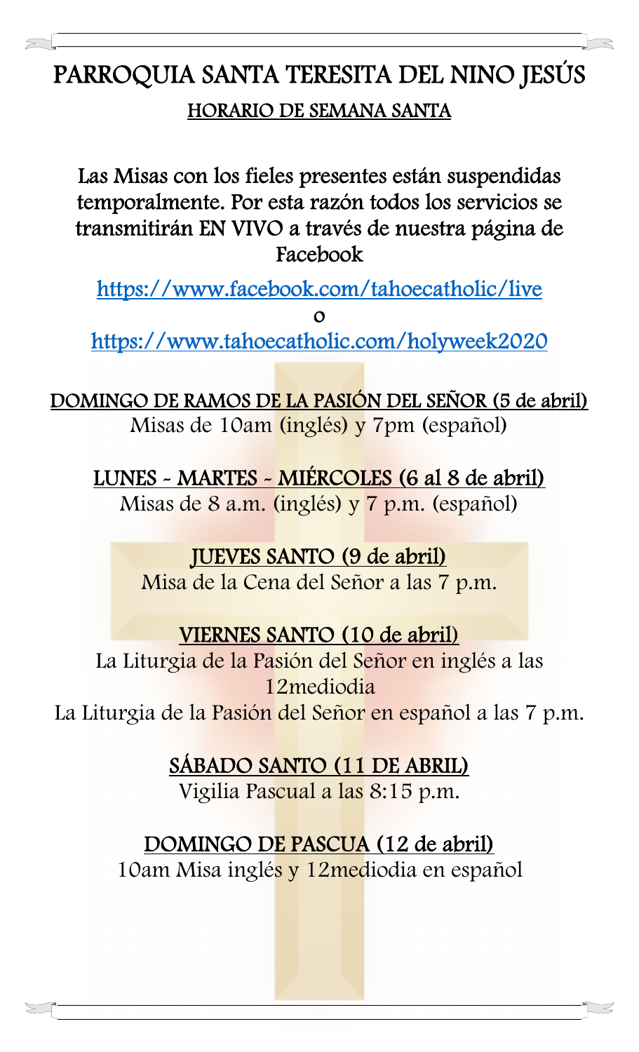# PARROQUIA SANTA TERESITA DEL NINO JESÚS

## HORARIO DE SEMANA SANTA

Las Misas con los fieles presentes están suspendidas temporalmente. Por esta razón todos los servicios se transmitirán EN VIVO a través de nuestra página de Facebook

https://www.facebook.com/tahoecatholic/live

o

https://www.tahoecatholic.com/holyweek2020

### DOMINGO DE RAMOS DE LA PASIÓN DEL SEÑOR (5 de abril)

Misas de 10am (inglés) y 7pm (español)

### LUNES - MARTES - MIÉRCOLES (6 al 8 de abril)

Misas de 8 a.m. (inglés) y 7 p.m. (español)

### JUEVES SANTO (9 de abril)

Misa de la Cena del Señor a las 7 p.m.

### VIERNES SANTO (10 de abril)

La Liturgia de la Pasión del Señor en inglés a las 12mediodia

La Liturgia de la Pasión del Señor en español a las 7 p.m.

### SÁBADO SANTO (11 DE ABRIL)

Vigilia Pascual a las 8:15 p.m.

### DOMINGO DE PASCUA (12 de abril)

10am Misa inglés y 12mediodia en español